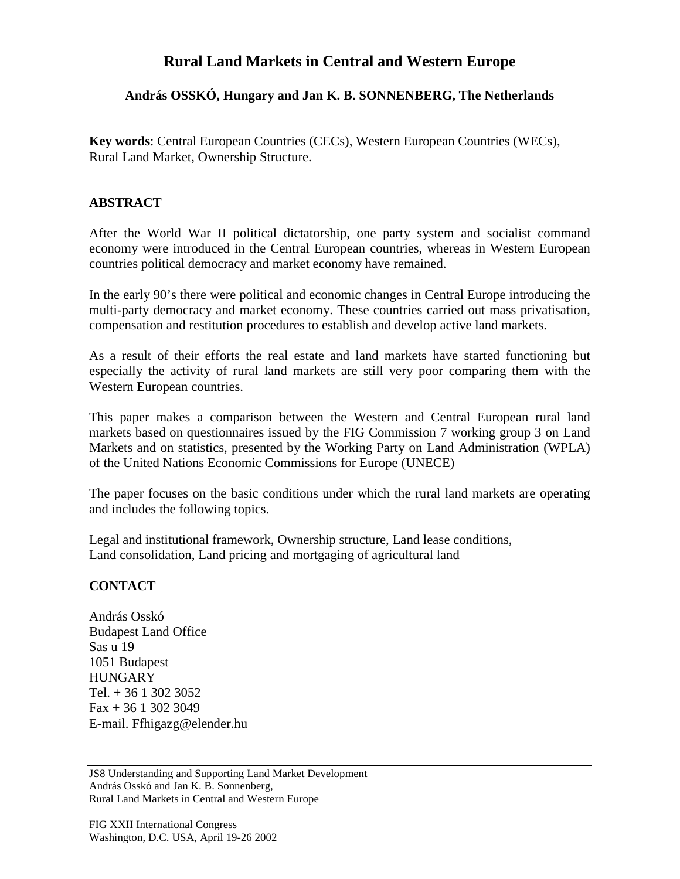# Rural Land Markets in Central and Western Europe

**András OSSKÓ, Hungary and Jan K. B. SONNENBERG, The Netherlands**

**Key words**: Central European Countries (CECs), Western European Countries (WECs), Rural Land Market, Ownership Structure.

## ABSTRACT

After the World War II political dictatorship, one party system and socialist command economy were introduced in the Central European countries, whereas in Western European countries political democracy and market economy have remained.

In the early 90's there were political and economic changes in Central Europe introducing the multi-party democracy and market economy. These countries carried out mass privatisation, compensation and restitution procedures to establish and develop active land markets.

As a result of their efforts the real estate and land markets have started functioning but especially the activity of rural land markets are still very poor comparing them with the Western European countries.

This paper makes a comparison between the Western and Central European rural land markets based on questionnaires issued by the FIG Commission 7 working group 3 on Land Markets and on statistics, presented by the Working Party on Land Administration (WPLA) of the United Nations Economic Commissions for Europe (UNECE)

The paper focuses on the basic conditions under which the rural land markets are operating and includes the following topics.

Legal and institutional framework, Ownership structure, Land lease conditions, Land consolidation, Land pricing and mortgaging of agricultural land

## CONTACT

András Osskó
Budapest Land Office
Sas u 19
1051 Budapest
HUNGARY
Tel. + 36 1 302 3052
Fax + 36 1 302 3049
E-mail. Ffhigazg@elender.hu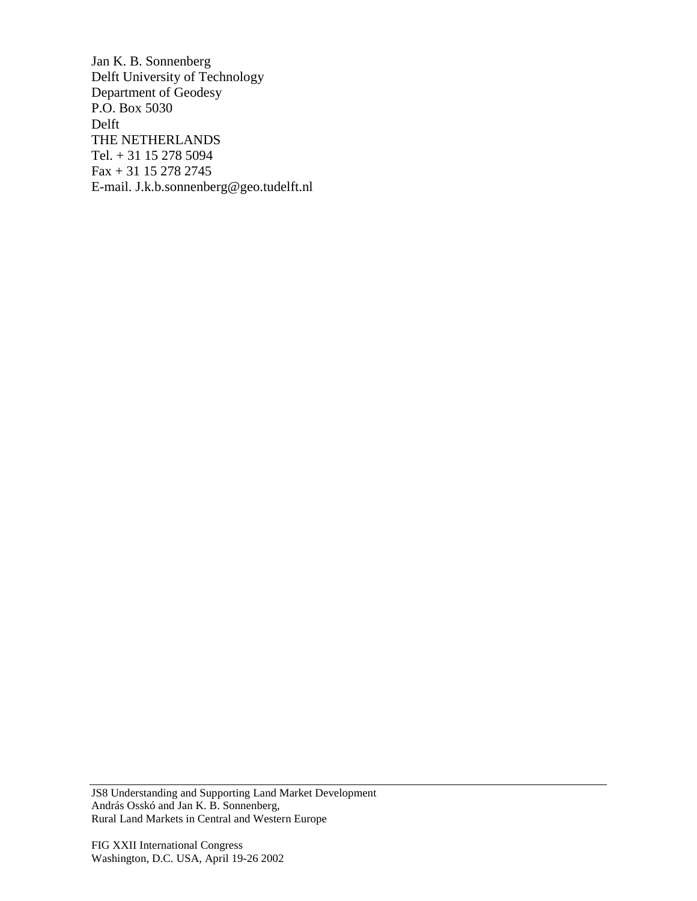Jan K. B. Sonnenberg
Delft University of Technology
Department of Geodesy
P.O. Box 5030
Delft
THE NETHERLANDS
Tel. + 31 15 278 5094
Fax + 31 15 278 2745
E-mail. J.k.b.sonnenberg@geo.tudelft.nl